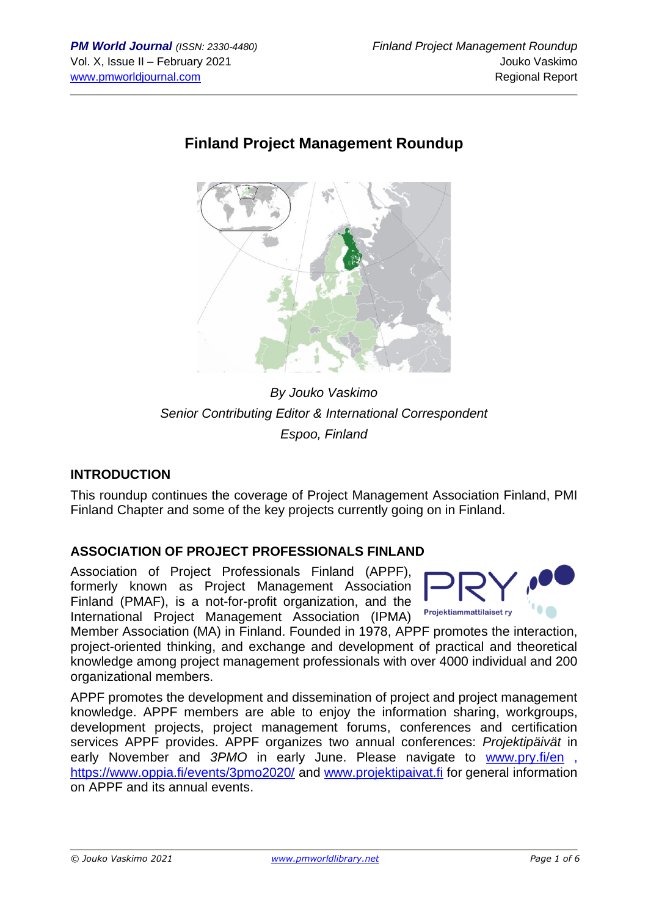# Finland Project Management Roundup

*By Jouko Vaskimo*
*Senior Contributing Editor & International Correspondent*
*Espoo, Finland*

## INTRODUCTION

This roundup continues the coverage of Project Management Association Finland, PMI Finland Chapter and some of the key projects currently going on in Finland.

## ASSOCIATION OF PROJECT PROFESSIONALS FINLAND

Association of Project Professionals Finland (APPF), formerly known as Project Management Association Finland (PMAF), is a not-for-profit organization, and the International Project Management Association (IPMA) Member Association (MA) in Finland. Founded in 1978, APPF promotes the interaction, project-oriented thinking, and exchange and development of practical and theoretical knowledge among project management professionals with over 4000 individual and 200 organizational members.

APPF promotes the development and dissemination of project and project management knowledge. APPF members are able to enjoy the information sharing, workgroups, development projects, project management forums, conferences and certification services APPF provides. APPF organizes two annual conferences: *Projektipäivät* in early November and *3PMO* in early June. Please navigate to www.pry.fi/en , https://www.oppia.fi/events/3pmo2020/ and www.projektipaivat.fi for general information on APPF and its annual events.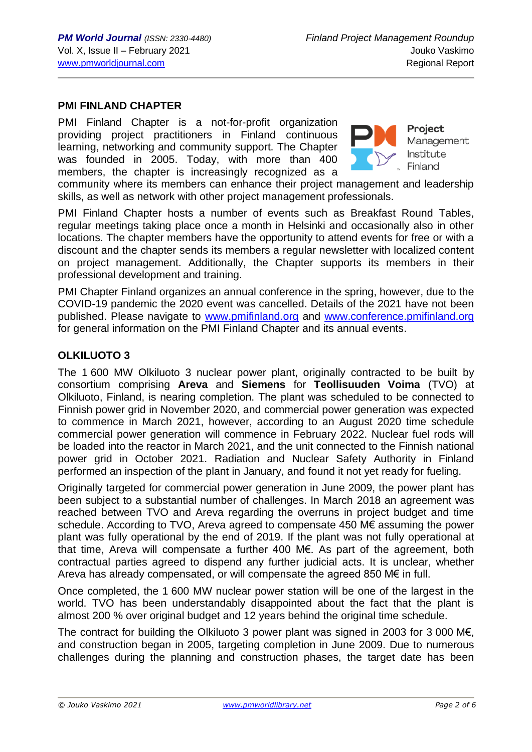## PMI FINLAND CHAPTER

PMI Finland Chapter is a not-for-profit organization providing project practitioners in Finland continuous learning, networking and community support. The Chapter was founded in 2005. Today, with more than 400 members, the chapter is increasingly recognized as a community where its members can enhance their project management and leadership skills, as well as network with other project management professionals.

PMI Finland Chapter hosts a number of events such as Breakfast Round Tables, regular meetings taking place once a month in Helsinki and occasionally also in other locations. The chapter members have the opportunity to attend events for free or with a discount and the chapter sends its members a regular newsletter with localized content on project management. Additionally, the Chapter supports its members in their professional development and training.

PMI Chapter Finland organizes an annual conference in the spring, however, due to the COVID-19 pandemic the 2020 event was cancelled. Details of the 2021 have not been published. Please navigate to www.pmifinland.org and www.conference.pmifinland.org for general information on the PMI Finland Chapter and its annual events.

## OLKILUOTO 3

The 1 600 MW Olkiluoto 3 nuclear power plant, originally contracted to be built by consortium comprising **Areva** and **Siemens** for **Teollisuuden Voima** (TVO) at Olkiluoto, Finland, is nearing completion. The plant was scheduled to be connected to Finnish power grid in November 2020, and commercial power generation was expected to commence in March 2021, however, according to an August 2020 time schedule commercial power generation will commence in February 2022. Nuclear fuel rods will be loaded into the reactor in March 2021, and the unit connected to the Finnish national power grid in October 2021. Radiation and Nuclear Safety Authority in Finland performed an inspection of the plant in January, and found it not yet ready for fueling.

Originally targeted for commercial power generation in June 2009, the power plant has been subject to a substantial number of challenges. In March 2018 an agreement was reached between TVO and Areva regarding the overruns in project budget and time schedule. According to TVO, Areva agreed to compensate 450 M€ assuming the power plant was fully operational by the end of 2019. If the plant was not fully operational at that time, Areva will compensate a further 400 M€. As part of the agreement, both contractual parties agreed to dispend any further judicial acts. It is unclear, whether Areva has already compensated, or will compensate the agreed 850 M€ in full.

Once completed, the 1 600 MW nuclear power station will be one of the largest in the world. TVO has been understandably disappointed about the fact that the plant is almost 200 % over original budget and 12 years behind the original time schedule.

The contract for building the Olkiluoto 3 power plant was signed in 2003 for 3 000 M€, and construction began in 2005, targeting completion in June 2009. Due to numerous challenges during the planning and construction phases, the target date has been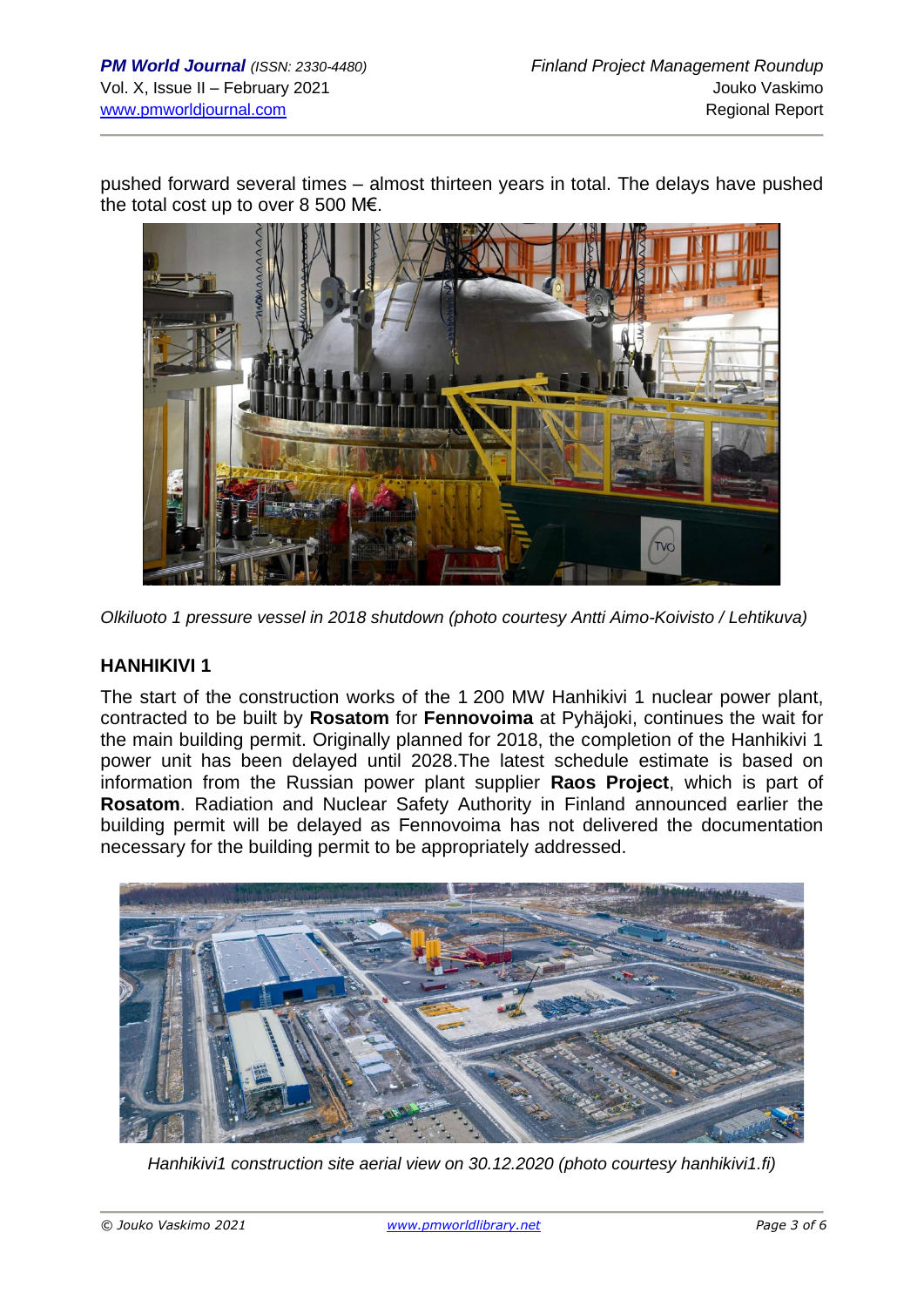pushed forward several times – almost thirteen years in total. The delays have pushed the total cost up to over 8 500 M€.

*Olkiluoto 1 pressure vessel in 2018 shutdown (photo courtesy Antti Aimo-Koivisto / Lehtikuva)*

### HANHIKIVI 1

The start of the construction works of the 1 200 MW Hanhikivi 1 nuclear power plant, contracted to be built by **Rosatom** for **Fennovoima** at Pyhäjoki, continues the wait for the main building permit. Originally planned for 2018, the completion of the Hanhikivi 1 power unit has been delayed until 2028.The latest schedule estimate is based on information from the Russian power plant supplier **Raos Project**, which is part of **Rosatom**. Radiation and Nuclear Safety Authority in Finland announced earlier the building permit will be delayed as Fennovoima has not delivered the documentation necessary for the building permit to be appropriately addressed.

*Hanhikivi1 construction site aerial view on 30.12.2020 (photo courtesy hanhikivi1.fi)*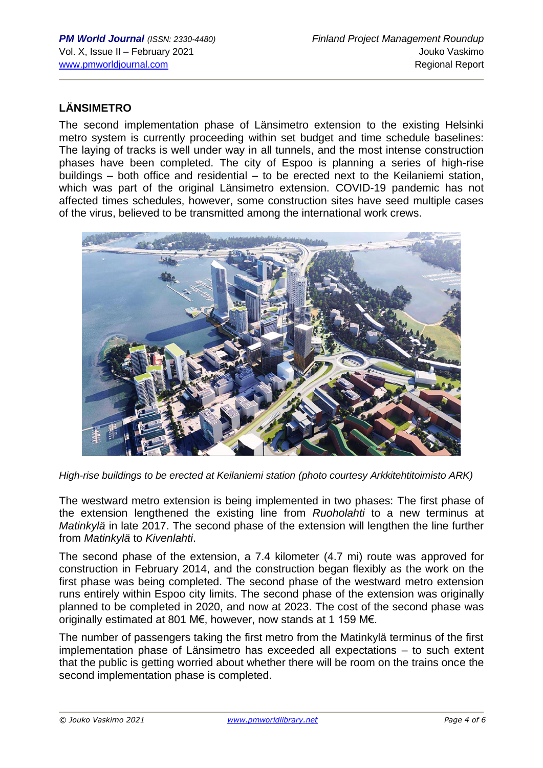## LÄNSIMETRO

The second implementation phase of Länsimetro extension to the existing Helsinki metro system is currently proceeding within set budget and time schedule baselines: The laying of tracks is well under way in all tunnels, and the most intense construction phases have been completed. The city of Espoo is planning a series of high-rise buildings – both office and residential – to be erected next to the Keilaniemi station, which was part of the original Länsimetro extension. COVID-19 pandemic has not affected times schedules, however, some construction sites have seed multiple cases of the virus, believed to be transmitted among the international work crews.

*High-rise buildings to be erected at Keilaniemi station (photo courtesy Arkkitehtitoimisto ARK)*

The westward metro extension is being implemented in two phases: The first phase of the extension lengthened the existing line from *Ruoholahti* to a new terminus at *Matinkylä* in late 2017. The second phase of the extension will lengthen the line further from *Matinkylä* to *Kivenlahti*.

The second phase of the extension, a 7.4 kilometer (4.7 mi) route was approved for construction in February 2014, and the construction began flexibly as the work on the first phase was being completed. The second phase of the westward metro extension runs entirely within Espoo city limits. The second phase of the extension was originally planned to be completed in 2020, and now at 2023. The cost of the second phase was originally estimated at 801 M€, however, now stands at 1 159 M€.

The number of passengers taking the first metro from the Matinkylä terminus of the first implementation phase of Länsimetro has exceeded all expectations – to such extent that the public is getting worried about whether there will be room on the trains once the second implementation phase is completed.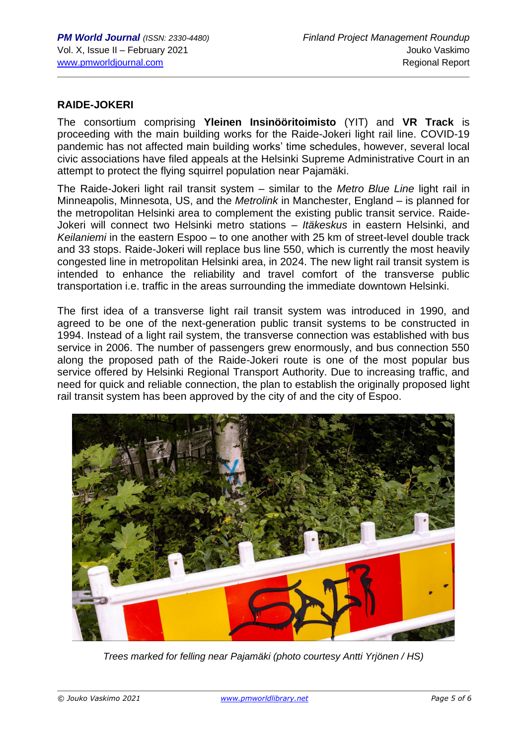## RAIDE-JOKERI

The consortium comprising **Yleinen Insinööritoimisto** (YIT) and **VR Track** is proceeding with the main building works for the Raide-Jokeri light rail line. COVID-19 pandemic has not affected main building works' time schedules, however, several local civic associations have filed appeals at the Helsinki Supreme Administrative Court in an attempt to protect the flying squirrel population near Pajamäki.

The Raide-Jokeri light rail transit system – similar to the *Metro Blue Line* light rail in Minneapolis, Minnesota, US, and the *Metrolink* in Manchester, England – is planned for the metropolitan Helsinki area to complement the existing public transit service. Raide-Jokeri will connect two Helsinki metro stations – *Itäkeskus* in eastern Helsinki, and *Keilaniemi* in the eastern Espoo – to one another with 25 km of street-level double track and 33 stops. Raide-Jokeri will replace bus line 550, which is currently the most heavily congested line in metropolitan Helsinki area, in 2024. The new light rail transit system is intended to enhance the reliability and travel comfort of the transverse public transportation i.e. traffic in the areas surrounding the immediate downtown Helsinki.

The first idea of a transverse light rail transit system was introduced in 1990, and agreed to be one of the next-generation public transit systems to be constructed in 1994. Instead of a light rail system, the transverse connection was established with bus service in 2006. The number of passengers grew enormously, and bus connection 550 along the proposed path of the Raide-Jokeri route is one of the most popular bus service offered by Helsinki Regional Transport Authority. Due to increasing traffic, and need for quick and reliable connection, the plan to establish the originally proposed light rail transit system has been approved by the city of and the city of Espoo.

*Trees marked for felling near Pajamäki (photo courtesy Antti Yrjönen / HS)*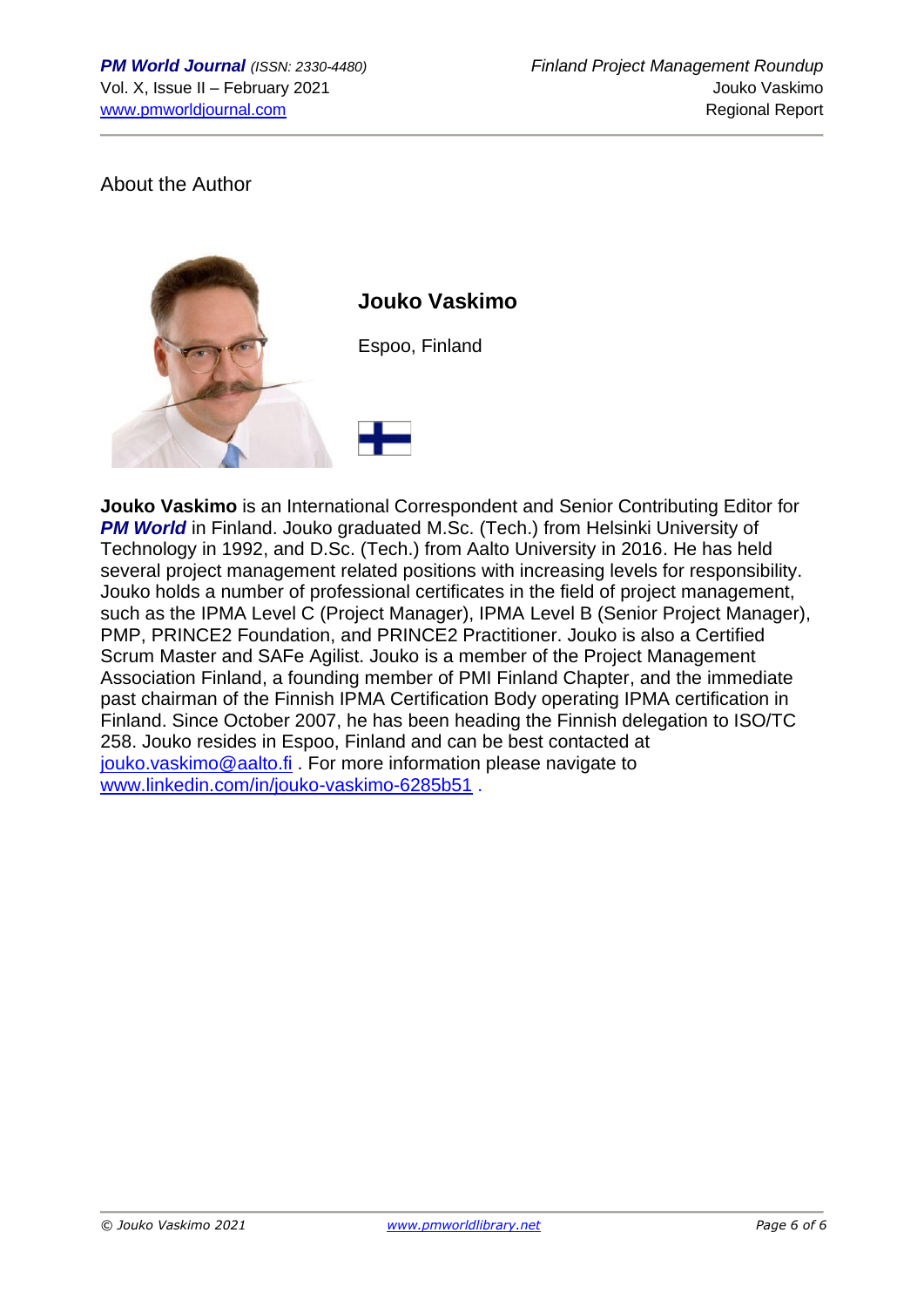## About the Author

### Jouko Vaskimo

Espoo, Finland

**Jouko Vaskimo** is an International Correspondent and Senior Contributing Editor for ***PM World*** in Finland. Jouko graduated M.Sc. (Tech.) from Helsinki University of Technology in 1992, and D.Sc. (Tech.) from Aalto University in 2016. He has held several project management related positions with increasing levels for responsibility. Jouko holds a number of professional certificates in the field of project management, such as the IPMA Level C (Project Manager), IPMA Level B (Senior Project Manager), PMP, PRINCE2 Foundation, and PRINCE2 Practitioner. Jouko is also a Certified Scrum Master and SAFe Agilist. Jouko is a member of the Project Management Association Finland, a founding member of PMI Finland Chapter, and the immediate past chairman of the Finnish IPMA Certification Body operating IPMA certification in Finland. Since October 2007, he has been heading the Finnish delegation to ISO/TC 258. Jouko resides in Espoo, Finland and can be best contacted at jouko.vaskimo@aalto.fi . For more information please navigate to www.linkedin.com/in/jouko-vaskimo-6285b51 .